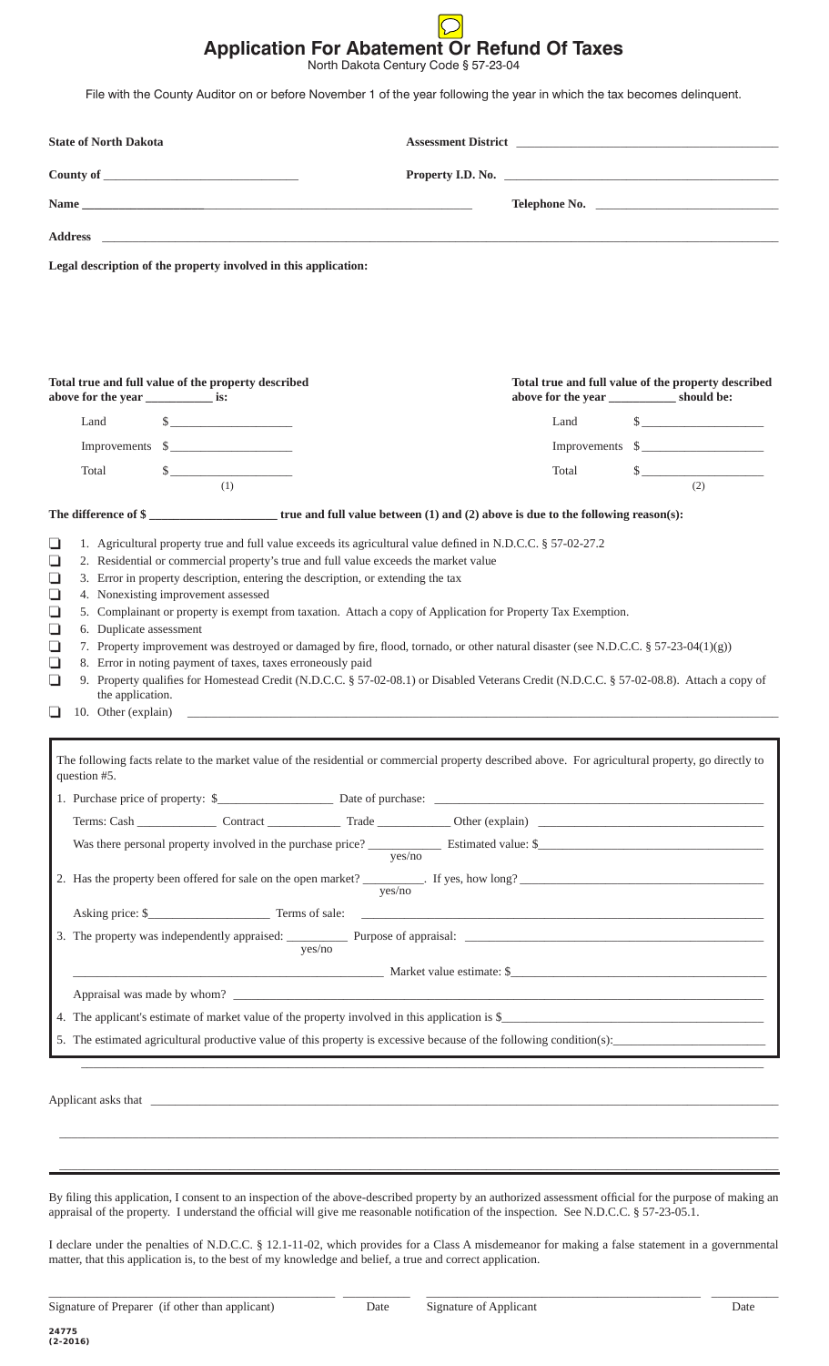# Application For Abatement Or Refund Of Taxes

North Dakota Century Code § 57-23-04

File with the County Auditor on or before November 1 of the year following the year in which the tax becomes delinquent.

**State of North Dakota**

**Assessment District** ______________________________

**County of** ______________________________

**Property I.D. No.** ______________________________

**Name** ______________________________

**Telephone No.** ______________________________

**Address** ______________________________

**Legal description of the property involved in this application:**

| Total true and full value of the property described above for the year __________ is: | | Total true and full value of the property described above for the year __________ should be: | |
|---|---|---|---|
| Land | $__________ | Land | $__________ |
| Improvements | $__________ | Improvements | $__________ |
| Total | $__________ (1) | Total | $__________ (2) |

**The difference of $ __________ true and full value between (1) and (2) above is due to the following reason(s):**

- ❑ 1. Agricultural property true and full value exceeds its agricultural value defined in N.D.C.C. § 57-02-27.2
- ❑ 2. Residential or commercial property's true and full value exceeds the market value
- ❑ 3. Error in property description, entering the description, or extending the tax
- ❑ 4. Nonexisting improvement assessed
- ❑ 5. Complainant or property is exempt from taxation. Attach a copy of Application for Property Tax Exemption.
- ❑ 6. Duplicate assessment
- ❑ 7. Property improvement was destroyed or damaged by fire, flood, tornado, or other natural disaster (see N.D.C.C. § 57-23-04(1)(g))
- ❑ 8. Error in noting payment of taxes, taxes erroneously paid
- ❑ 9. Property qualifies for Homestead Credit (N.D.C.C. § 57-02-08.1) or Disabled Veterans Credit (N.D.C.C. § 57-02-08.8). Attach a copy of the application.
- ❑ 10. Other (explain) ______________________________

The following facts relate to the market value of the residential or commercial property described above. For agricultural property, go directly to question #5.

1. Purchase price of property: $__________ Date of purchase: __________

   Terms: Cash __________ Contract __________ Trade __________ Other (explain) __________

   Was there personal property involved in the purchase price? __________ (yes/no) Estimated value: $__________

2. Has the property been offered for sale on the open market? __________ (yes/no). If yes, how long? __________

   Asking price: $__________ Terms of sale: __________

3. The property was independently appraised: __________ (yes/no) Purpose of appraisal: __________

   __________ Market value estimate: $__________

   Appraisal was made by whom? __________

4. The applicant's estimate of market value of the property involved in this application is $__________

5. The estimated agricultural productive value of this property is excessive because of the following condition(s): __________

Applicant asks that ______________________________

By filing this application, I consent to an inspection of the above-described property by an authorized assessment official for the purpose of making an appraisal of the property. I understand the official will give me reasonable notification of the inspection. See N.D.C.C. § 57-23-05.1.

I declare under the penalties of N.D.C.C. § 12.1-11-02, which provides for a Class A misdemeanor for making a false statement in a governmental matter, that this application is, to the best of my knowledge and belief, a true and correct application.

| Signature of Preparer (if other than applicant) | Date | Signature of Applicant | Date |
|---|---|---|---|
| | | | |

24775
(2-2016)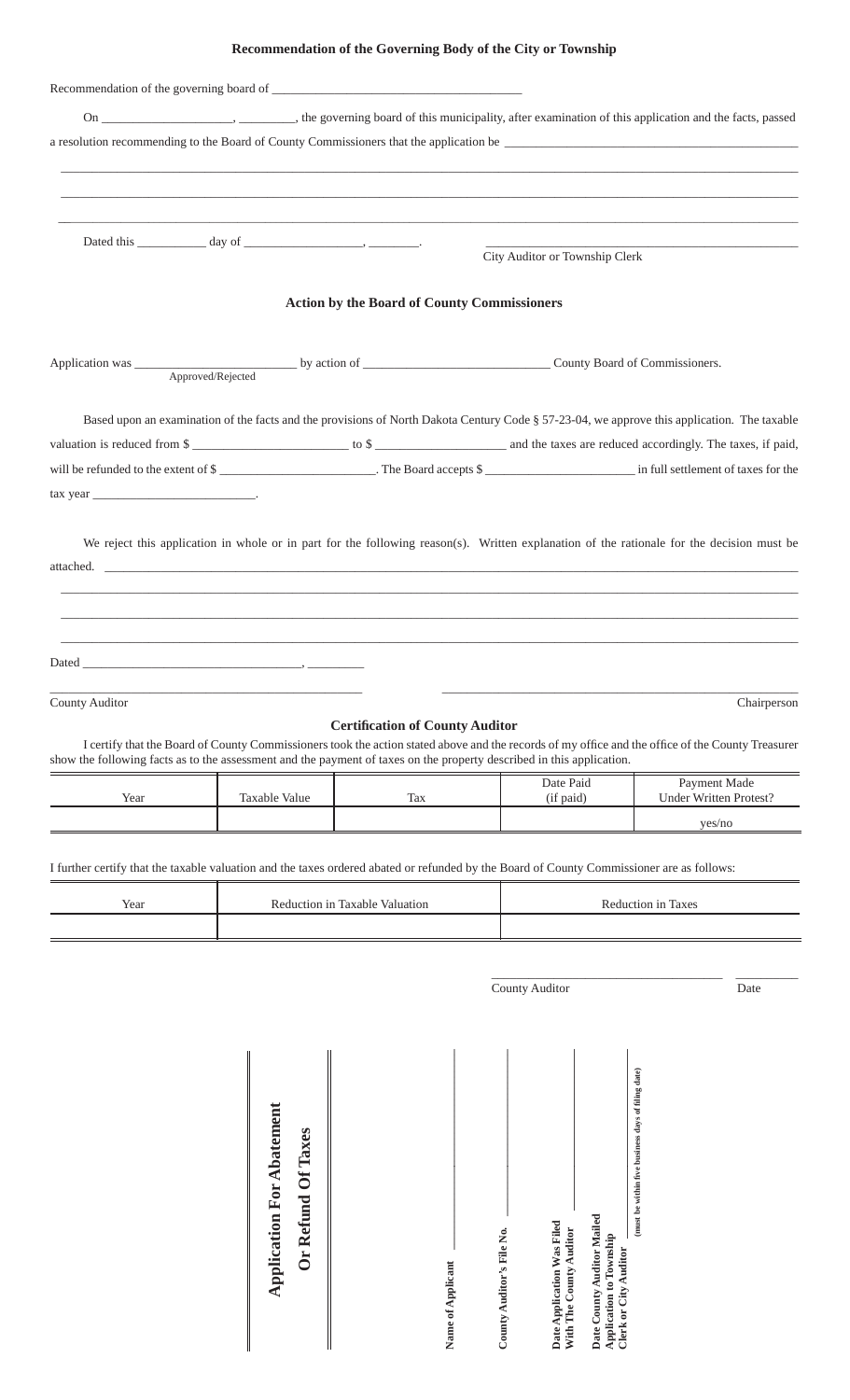## Recommendation of the Governing Body of the City or Township

Recommendation of the governing board of ________________________________________

On ____________________, _________, the governing board of this municipality, after examination of this application and the facts, passed a resolution recommending to the Board of County Commissioners that the application be ______________________________________________

________________________________________________________________________________________________

________________________________________________________________________________________________

________________________________________________________________________________________________

Dated this ___________ day of ___________________, ________.

________________________________________________
City Auditor or Township Clerk

## Action by the Board of County Commissioners

Application was _________________________ by action of _____________________________ County Board of Commissioners.
Approved/Rejected

Based upon an examination of the facts and the provisions of North Dakota Century Code § 57-23-04, we approve this application. The taxable valuation is reduced from $ ________________________ to $ ____________________ and the taxes are reduced accordingly. The taxes, if paid, will be refunded to the extent of $ ________________________. The Board accepts $ _______________________ in full settlement of taxes for the tax year _________________________.

We reject this application in whole or in part for the following reason(s). Written explanation of the rationale for the decision must be attached. ________________________________________________________________________________________

________________________________________________________________________________________________

________________________________________________________________________________________________

________________________________________________________________________________________________

Dated __________________________________, _________

________________________________________________ County Auditor

________________________________________________ Chairperson

## Certification of County Auditor

I certify that the Board of County Commissioners took the action stated above and the records of my office and the office of the County Treasurer show the following facts as to the assessment and the payment of taxes on the property described in this application.

| Year | Taxable Value | Tax | Date Paid (if paid) | Payment Made Under Written Protest? |
|---|---|---|---|---|
| | | | | yes/no |

I further certify that the taxable valuation and the taxes ordered abated or refunded by the Board of County Commissioner are as follows:

| Year | Reduction in Taxable Valuation | Reduction in Taxes |
|---|---|---|
| | | |

________________________________________ County Auditor

__________ Date

**Application For Abatement Or Refund Of Taxes**

**Name of Applicant** ____________________

**County Auditor's File No.** ____________________

**Date Application Was Filed With The County Auditor** ____________________

**Date County Auditor Mailed Application to Township Clerk or City Auditor** ____________________

(must be within five business days of filing date)